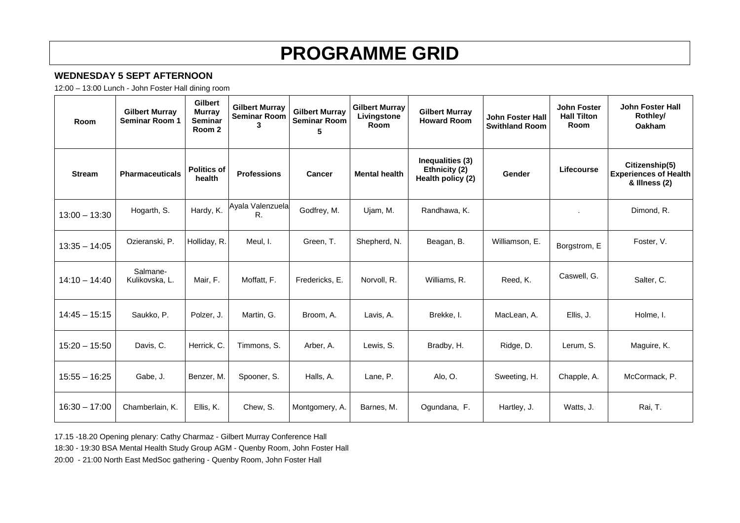# PROGRAMME GRID

**WEDNESDAY 5 SEPT AFTERNOON**

12:00 – 13:00 Lunch - John Foster Hall dining room

| Room | Gilbert Murray Seminar Room 1 | Gilbert Murray Seminar Room 2 | Gilbert Murray Seminar Room 3 | Gilbert Murray Seminar Room 5 | Gilbert Murray Livingstone Room | Gilbert Murray Howard Room | John Foster Hall Swithland Room | John Foster Hall Tilton Room | John Foster Hall Rothley/ Oakham |
|---|---|---|---|---|---|---|---|---|---|
| **Stream** | **Pharmaceuticals** | **Politics of health** | **Professions** | **Cancer** | **Mental health** | **Inequalities (3) Ethnicity (2) Health policy (2)** | **Gender** | **Lifecourse** | **Citizenship(5) Experiences of Health & Illness (2)** |
| 13:00 – 13:30 | Hogarth, S. | Hardy, K. | Ayala Valenzuela R. | Godfrey, M. | Ujam, M. | Randhawa, K. | | . | Dimond, R. |
| 13:35 – 14:05 | Ozieranski, P. | Holliday, R. | Meul, I. | Green, T. | Shepherd, N. | Beagan, B. | Williamson, E. | Borgstrom, E | Foster, V. |
| 14:10 – 14:40 | Salmane-Kulikovska, L. | Mair, F. | Moffatt, F. | Fredericks, E. | Norvoll, R. | Williams, R. | Reed, K. | Caswell, G. | Salter, C. |
| 14:45 – 15:15 | Saukko, P. | Polzer, J. | Martin, G. | Broom, A. | Lavis, A. | Brekke, I. | MacLean, A. | Ellis, J. | Holme, I. |
| 15:20 – 15:50 | Davis, C. | Herrick, C. | Timmons, S. | Arber, A. | Lewis, S. | Bradby, H. | Ridge, D. | Lerum, S. | Maguire, K. |
| 15:55 – 16:25 | Gabe, J. | Benzer, M. | Spooner, S. | Halls, A. | Lane, P. | Alo, O. | Sweeting, H. | Chapple, A. | McCormack, P. |
| 16:30 – 17:00 | Chamberlain, K. | Ellis, K. | Chew, S. | Montgomery, A. | Barnes, M. | Ogundana, F. | Hartley, J. | Watts, J. | Rai, T. |

17.15 -18.20 Opening plenary: Cathy Charmaz - Gilbert Murray Conference Hall

18:30 - 19:30 BSA Mental Health Study Group AGM - Quenby Room, John Foster Hall

20:00 - 21:00 North East MedSoc gathering - Quenby Room, John Foster Hall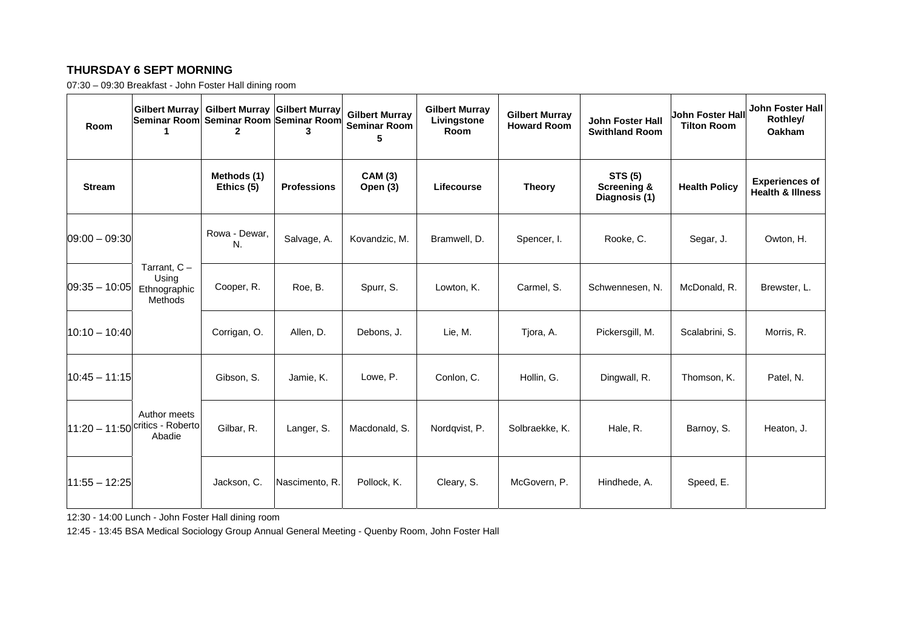## THURSDAY 6 SEPT MORNING

07:30 – 09:30 Breakfast - John Foster Hall dining room

| Room | Gilbert Murray Seminar Room 1 | Gilbert Murray Seminar Room 2 | Gilbert Murray Seminar Room 3 | Gilbert Murray Seminar Room 5 | Gilbert Murray Livingstone Room | Gilbert Murray Howard Room | John Foster Hall Swithland Room | John Foster Hall Tilton Room | John Foster Hall Rothley/ Oakham |
|---|---|---|---|---|---|---|---|---|---|
| **Stream** | | **Methods (1) Ethics (5)** | **Professions** | **CAM (3) Open (3)** | **Lifecourse** | **Theory** | **STS (5) Screening & Diagnosis (1)** | **Health Policy** | **Experiences of Health & Illness** |
| 09:00 – 09:30 | Tarrant, C – Using Ethnographic Methods | Rowa - Dewar, N. | Salvage, A. | Kovandzic, M. | Bramwell, D. | Spencer, I. | Rooke, C. | Segar, J. | Owton, H. |
| 09:35 – 10:05 | | Cooper, R. | Roe, B. | Spurr, S. | Lowton, K. | Carmel, S. | Schwennesen, N. | McDonald, R. | Brewster, L. |
| 10:10 – 10:40 | | Corrigan, O. | Allen, D. | Debons, J. | Lie, M. | Tjora, A. | Pickersgill, M. | Scalabrini, S. | Morris, R. |
| 10:45 – 11:15 | Author meets critics - Roberto Abadie | Gibson, S. | Jamie, K. | Lowe, P. | Conlon, C. | Hollin, G. | Dingwall, R. | Thomson, K. | Patel, N. |
| 11:20 – 11:50 | | Gilbar, R. | Langer, S. | Macdonald, S. | Nordqvist, P. | Solbraekke, K. | Hale, R. | Barnoy, S. | Heaton, J. |
| 11:55 – 12:25 | | Jackson, C. | Nascimento, R. | Pollock, K. | Cleary, S. | McGovern, P. | Hindhede, A. | Speed, E. | |

12:30 - 14:00 Lunch - John Foster Hall dining room

12:45 - 13:45 BSA Medical Sociology Group Annual General Meeting - Quenby Room, John Foster Hall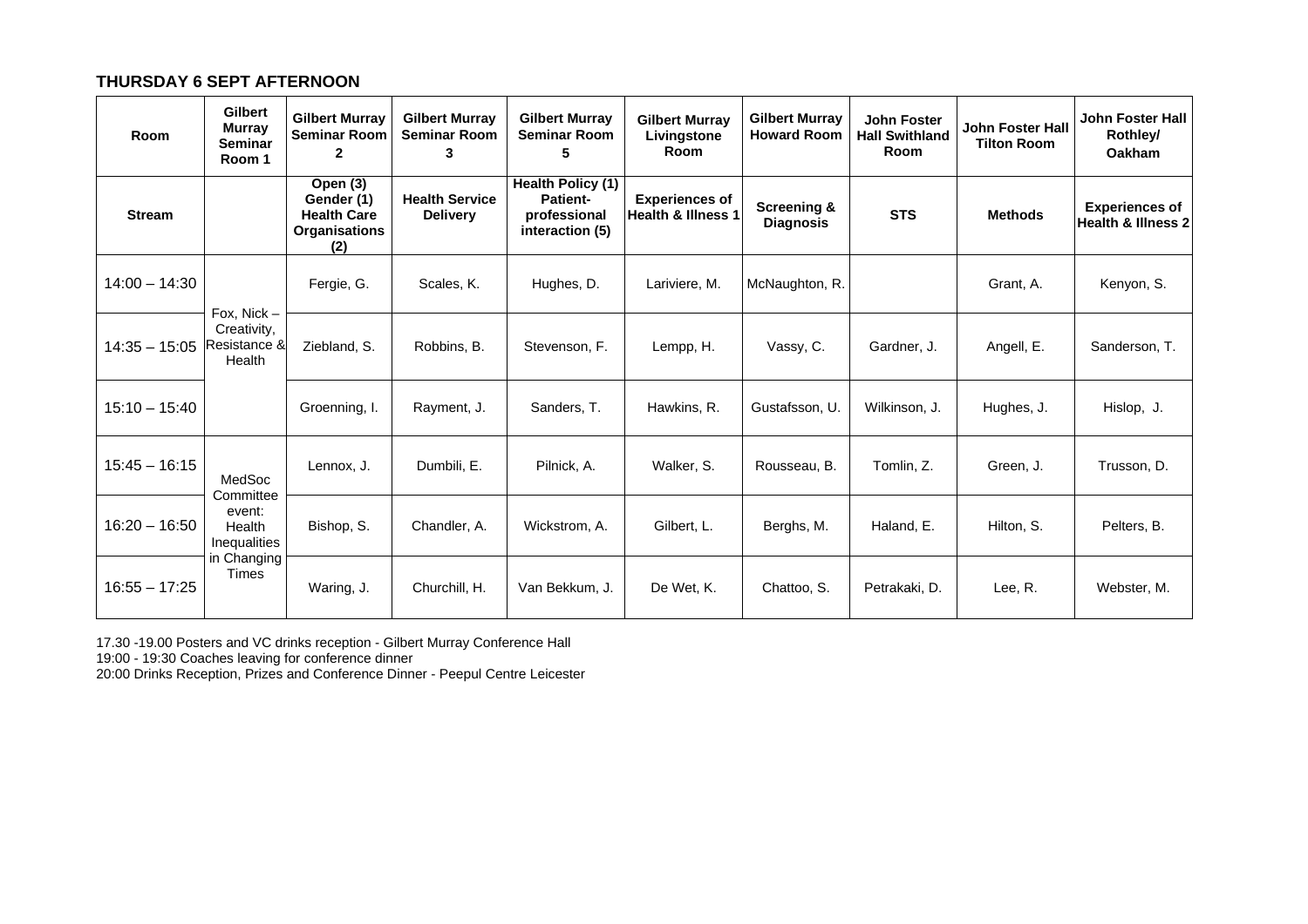**THURSDAY 6 SEPT AFTERNOON**

| Room | Gilbert Murray Seminar Room 1 | Gilbert Murray Seminar Room 2 | Gilbert Murray Seminar Room 3 | Gilbert Murray Seminar Room 5 | Gilbert Murray Livingstone Room | Gilbert Murray Howard Room | John Foster Hall Swithland Room | John Foster Hall Tilton Room | John Foster Hall Rothley/ Oakham |
|---|---|---|---|---|---|---|---|---|---|
| Stream | | Open (3) Gender (1) Health Care Organisations (2) | Health Service Delivery | Health Policy (1) Patient-professional interaction (5) | Experiences of Health & Illness 1 | Screening & Diagnosis | STS | Methods | Experiences of Health & Illness 2 |
| 14:00 – 14:30 | Fox, Nick – Creativity, Resistance & Health | Fergie, G. | Scales, K. | Hughes, D. | Lariviere, M. | McNaughton, R. | | Grant, A. | Kenyon, S. |
| 14:35 – 15:05 | | Ziebland, S. | Robbins, B. | Stevenson, F. | Lempp, H. | Vassy, C. | Gardner, J. | Angell, E. | Sanderson, T. |
| 15:10 – 15:40 | | Groenning, I. | Rayment, J. | Sanders, T. | Hawkins, R. | Gustafsson, U. | Wilkinson, J. | Hughes, J. | Hislop, J. |
| 15:45 – 16:15 | MedSoc Committee event: Health Inequalities in Changing Times | Lennox, J. | Dumbili, E. | Pilnick, A. | Walker, S. | Rousseau, B. | Tomlin, Z. | Green, J. | Trusson, D. |
| 16:20 – 16:50 | | Bishop, S. | Chandler, A. | Wickstrom, A. | Gilbert, L. | Berghs, M. | Haland, E. | Hilton, S. | Pelters, B. |
| 16:55 – 17:25 | | Waring, J. | Churchill, H. | Van Bekkum, J. | De Wet, K. | Chattoo, S. | Petrakaki, D. | Lee, R. | Webster, M. |

17.30 -19.00 Posters and VC drinks reception - Gilbert Murray Conference Hall
19:00 - 19:30 Coaches leaving for conference dinner
20:00 Drinks Reception, Prizes and Conference Dinner - Peepul Centre Leicester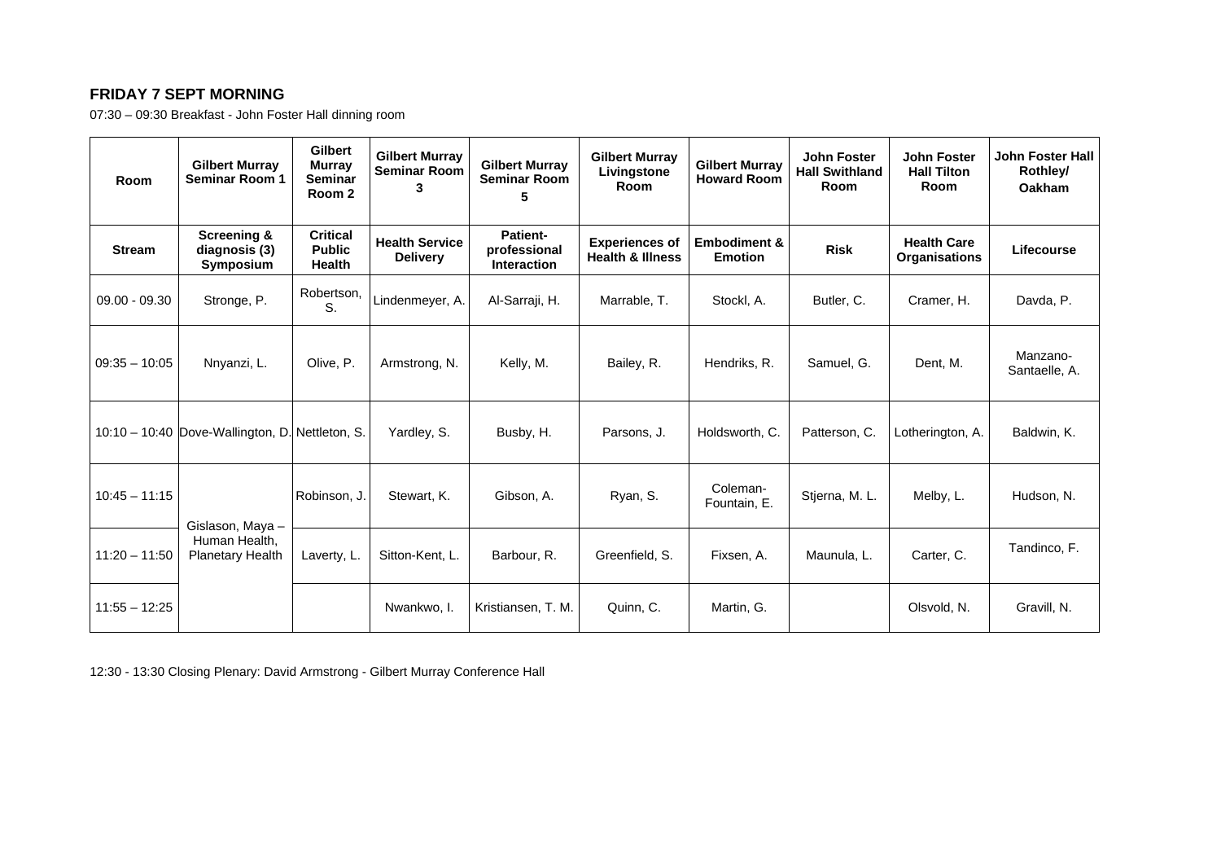**FRIDAY 7 SEPT MORNING**

07:30 – 09:30 Breakfast - John Foster Hall dinning room

| Room | Gilbert Murray Seminar Room 1 | Gilbert Murray Seminar Room 2 | Gilbert Murray Seminar Room 3 | Gilbert Murray Seminar Room 5 | Gilbert Murray Livingstone Room | Gilbert Murray Howard Room | John Foster Hall Swithland Room | John Foster Hall Tilton Room | John Foster Hall Rothley/ Oakham |
|---|---|---|---|---|---|---|---|---|---|
| **Stream** | **Screening & diagnosis (3) Symposium** | **Critical Public Health** | **Health Service Delivery** | **Patient-professional Interaction** | **Experiences of Health & Illness** | **Embodiment & Emotion** | **Risk** | **Health Care Organisations** | **Lifecourse** |
| 09.00 - 09.30 | Stronge, P. | Robertson, S. | Lindenmeyer, A. | Al-Sarraji, H. | Marrable, T. | Stockl, A. | Butler, C. | Cramer, H. | Davda, P. |
| 09:35 – 10:05 | Nnyanzi, L. | Olive, P. | Armstrong, N. | Kelly, M. | Bailey, R. | Hendriks, R. | Samuel, G. | Dent, M. | Manzano-Santaelle, A. |
| 10:10 – 10:40 | Dove-Wallington, D. | Nettleton, S. | Yardley, S. | Busby, H. | Parsons, J. | Holdsworth, C. | Patterson, C. | Lotherington, A. | Baldwin, K. |
| 10:45 – 11:15 | Gislason, Maya – Human Health, Planetary Health | Robinson, J. | Stewart, K. | Gibson, A. | Ryan, S. | Coleman-Fountain, E. | Stjerna, M. L. | Melby, L. | Hudson, N. |
| 11:20 – 11:50 | | Laverty, L. | Sitton-Kent, L. | Barbour, R. | Greenfield, S. | Fixsen, A. | Maunula, L. | Carter, C. | Tandinco, F. |
| 11:55 – 12:25 | | | Nwankwo, I. | Kristiansen, T. M. | Quinn, C. | Martin, G. | | Olsvold, N. | Gravill, N. |

12:30 - 13:30 Closing Plenary: David Armstrong - Gilbert Murray Conference Hall